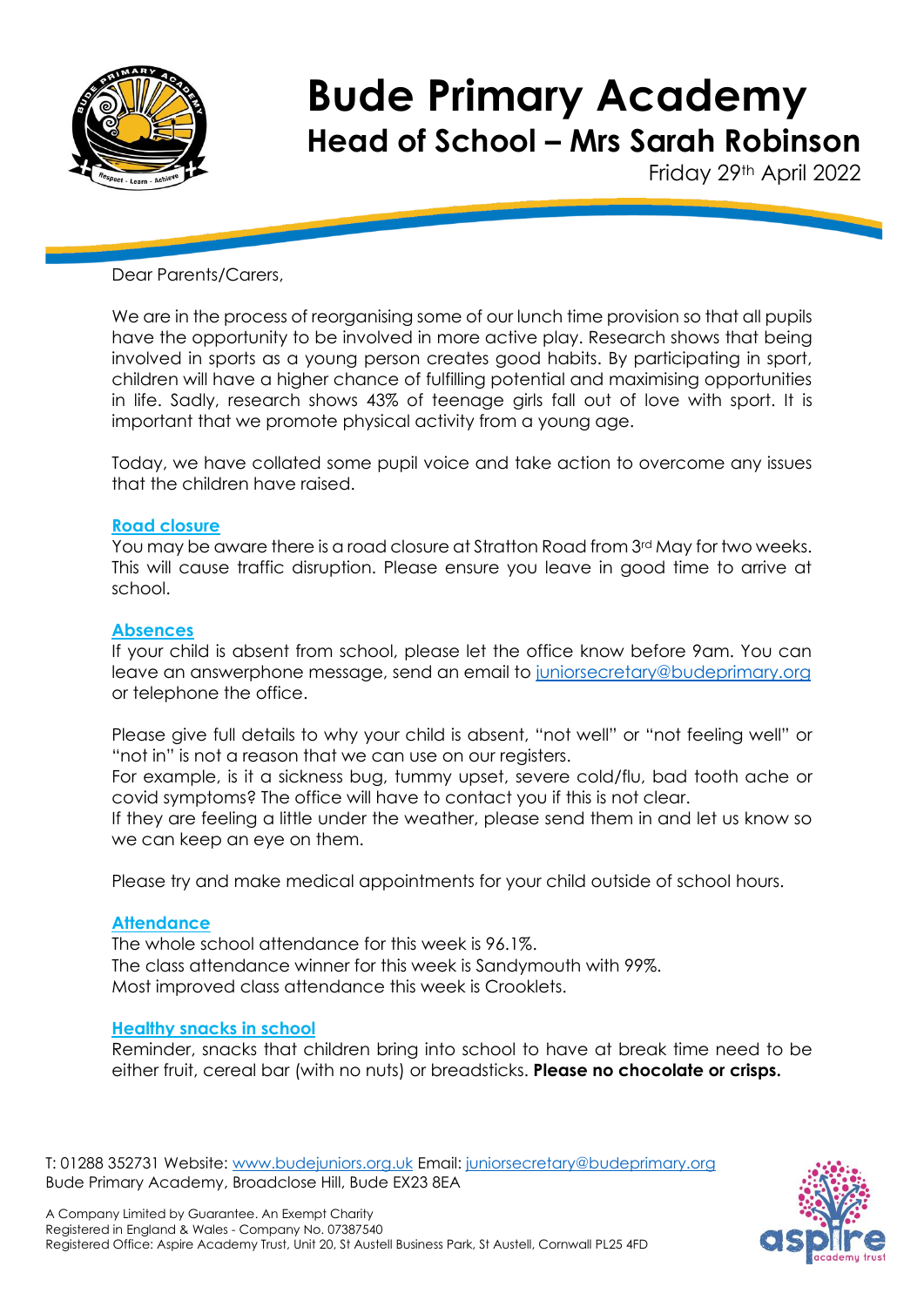# Bude Primary Academy

## Head of School – Mrs Sarah Robinson

Friday 29th April 2022

Dear Parents/Carers,

We are in the process of reorganising some of our lunch time provision so that all pupils have the opportunity to be involved in more active play. Research shows that being involved in sports as a young person creates good habits. By participating in sport, children will have a higher chance of fulfilling potential and maximising opportunities in life. Sadly, research shows 43% of teenage girls fall out of love with sport. It is important that we promote physical activity from a young age.

Today, we have collated some pupil voice and take action to overcome any issues that the children have raised.

### Road closure

You may be aware there is a road closure at Stratton Road from 3rd May for two weeks. This will cause traffic disruption. Please ensure you leave in good time to arrive at school.

### Absences

If your child is absent from school, please let the office know before 9am. You can leave an answerphone message, send an email to juniorsecretary@budeprimary.org or telephone the office.

Please give full details to why your child is absent, "not well" or "not feeling well" or "not in" is not a reason that we can use on our registers.
For example, is it a sickness bug, tummy upset, severe cold/flu, bad tooth ache or covid symptoms? The office will have to contact you if this is not clear.
If they are feeling a little under the weather, please send them in and let us know so we can keep an eye on them.

Please try and make medical appointments for your child outside of school hours.

### Attendance

The whole school attendance for this week is 96.1%.
The class attendance winner for this week is Sandymouth with 99%.
Most improved class attendance this week is Crooklets.

### Healthy snacks in school

Reminder, snacks that children bring into school to have at break time need to be either fruit, cereal bar (with no nuts) or breadsticks. **Please no chocolate or crisps.**

T: 01288 352731 Website: www.budejuniors.org.uk Email: juniorsecretary@budeprimary.org
Bude Primary Academy, Broadclose Hill, Bude EX23 8EA

A Company Limited by Guarantee. An Exempt Charity
Registered in England & Wales - Company No. 07387540
Registered Office: Aspire Academy Trust, Unit 20, St Austell Business Park, St Austell, Cornwall PL25 4FD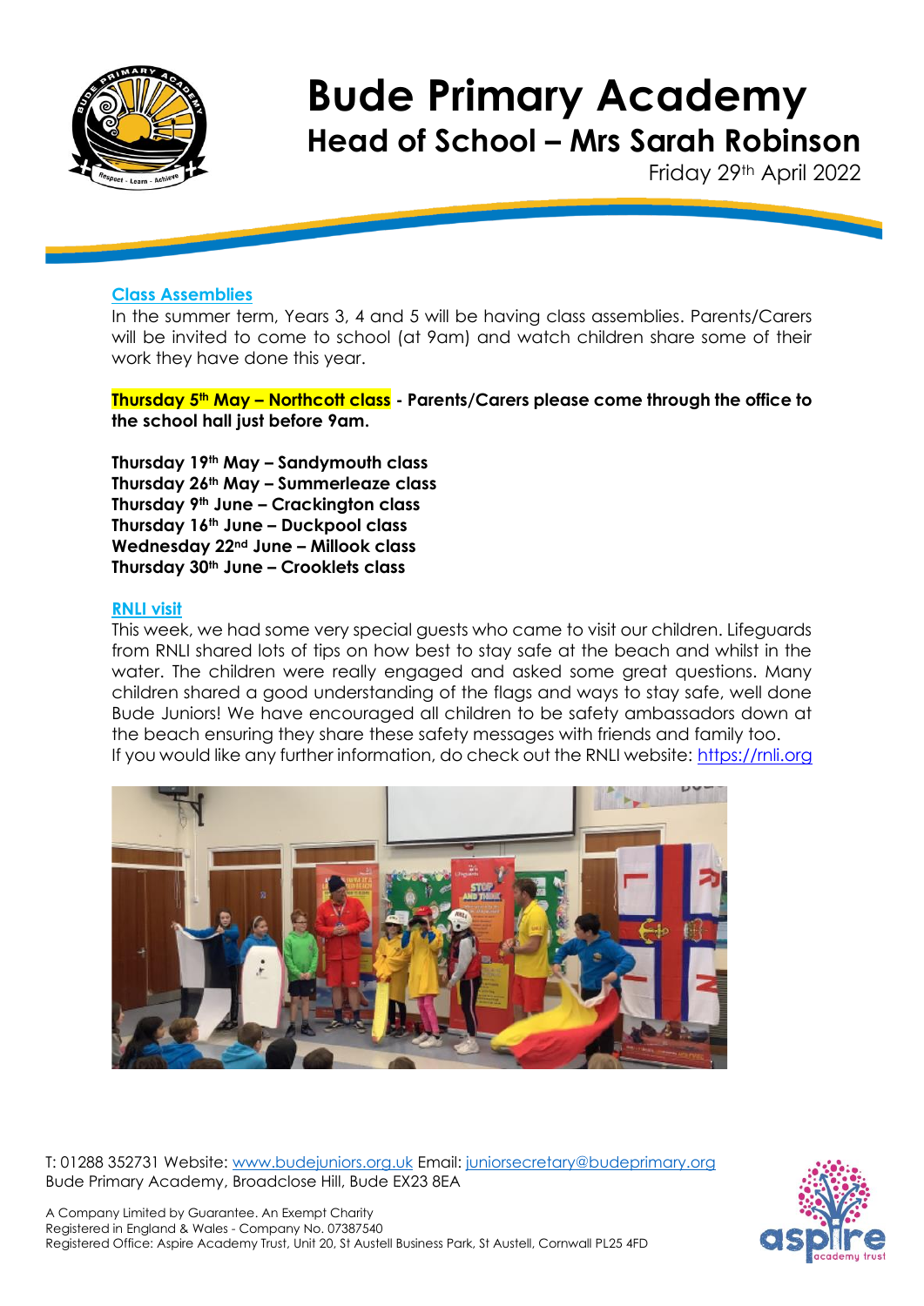# Bude Primary Academy

## Head of School – Mrs Sarah Robinson

Friday 29th April 2022

### Class Assemblies

In the summer term, Years 3, 4 and 5 will be having class assemblies. Parents/Carers will be invited to come to school (at 9am) and watch children share some of their work they have done this year.

**Thursday 5th May – Northcott class - Parents/Carers please come through the office to the school hall just before 9am.**

**Thursday 19th May – Sandymouth class**
**Thursday 26th May – Summerleaze class**
**Thursday 9th June – Crackington class**
**Thursday 16th June – Duckpool class**
**Wednesday 22nd June – Millook class**
**Thursday 30th June – Crooklets class**

### RNLI visit

This week, we had some very special guests who came to visit our children. Lifeguards from RNLI shared lots of tips on how best to stay safe at the beach and whilst in the water. The children were really engaged and asked some great questions. Many children shared a good understanding of the flags and ways to stay safe, well done Bude Juniors! We have encouraged all children to be safety ambassadors down at the beach ensuring they share these safety messages with friends and family too.
If you would like any further information, do check out the RNLI website: https://rnli.org

T: 01288 352731 Website: www.budejuniors.org.uk Email: juniorsecretary@budeprimary.org
Bude Primary Academy, Broadclose Hill, Bude EX23 8EA

A Company Limited by Guarantee. An Exempt Charity
Registered in England & Wales - Company No. 07387540
Registered Office: Aspire Academy Trust, Unit 20, St Austell Business Park, St Austell, Cornwall PL25 4FD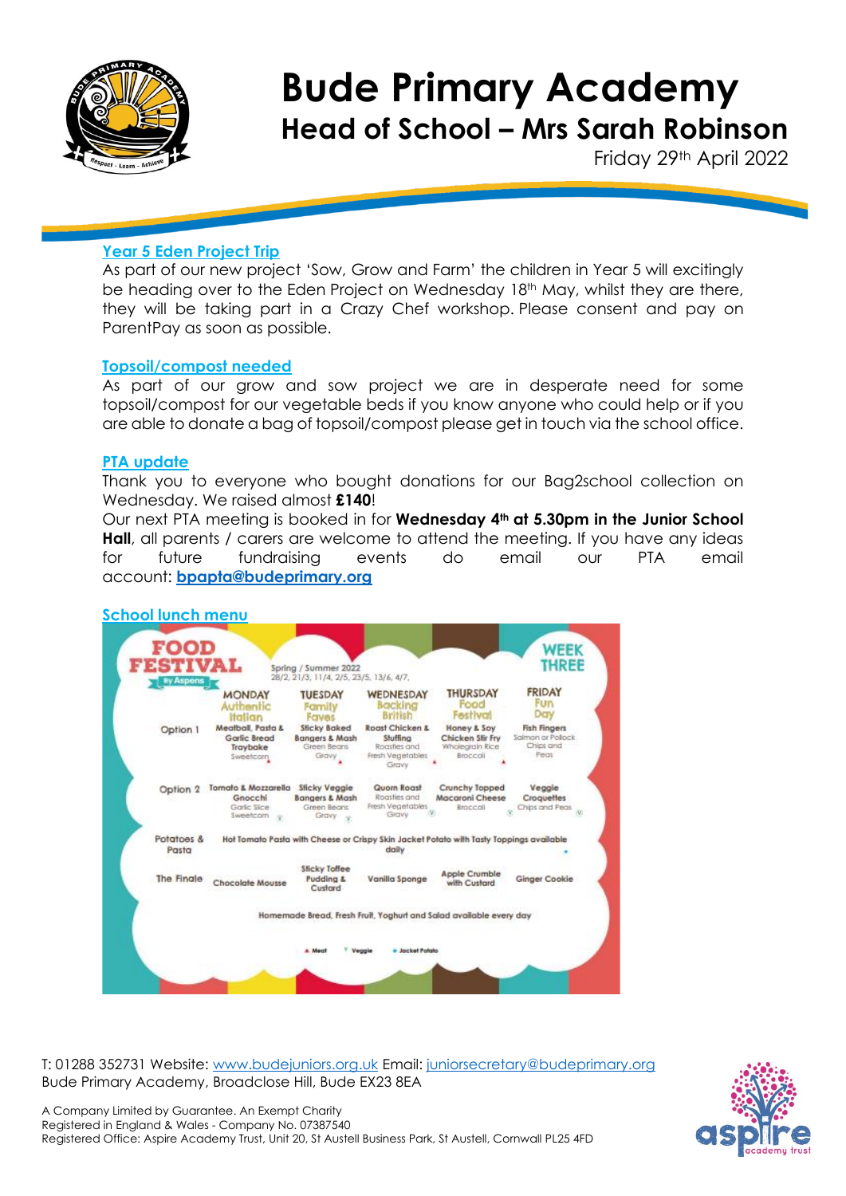# Bude Primary Academy

## Head of School – Mrs Sarah Robinson

Friday 29th April 2022

### Year 5 Eden Project Trip

As part of our new project 'Sow, Grow and Farm' the children in Year 5 will excitingly be heading over to the Eden Project on Wednesday 18th May, whilst they are there, they will be taking part in a Crazy Chef workshop. Please consent and pay on ParentPay as soon as possible.

### Topsoil/compost needed

As part of our grow and sow project we are in desperate need for some topsoil/compost for our vegetable beds if you know anyone who could help or if you are able to donate a bag of topsoil/compost please get in touch via the school office.

### PTA update

Thank you to everyone who bought donations for our Bag2school collection on Wednesday. We raised almost **£140**!

Our next PTA meeting is booked in for **Wednesday 4th at 5.30pm in the Junior School Hall**, all parents / carers are welcome to attend the meeting. If you have any ideas for future fundraising events do email our PTA email account: **bpapta@budeprimary.org**

### School lunch menu

**FOOD FESTIVAL** by Aspens — Spring / Summer 2022 — 28/2, 21/3, 11/4, 2/5, 23/5, 13/6, 4/7. — **WEEK THREE**

| | MONDAY Authentic Italian | TUESDAY Family Faves | WEDNESDAY Backing British | THURSDAY Food Festival | FRIDAY Fun Day |
|---|---|---|---|---|---|
| Option 1 | Meatball, Pasta & Garlic Bread Traybake, Sweetcorn | Sticky Baked Bangers & Mash, Green Beans, Gravy | Roast Chicken & Stuffing, Roasties and Fresh Vegetables, Gravy | Honey & Soy Chicken Stir Fry, Wholegrain Rice, Broccoli | Fish Fingers, Salmon or Pollock, Chips and Peas |
| Option 2 | Tomato & Mozzarella Gnocchi, Garlic Slice, Sweetcorn (V) | Sticky Veggie Bangers & Mash, Green Beans, Gravy (V) | Quorn Roast, Roasties and Fresh Vegetables, Gravy (V) | Crunchy Topped Macaroni Cheese, Broccoli (V) | Veggie Croquettes, Chips and Peas (V) |
| Potatoes & Pasta | Hot Tomato Pasta with Cheese or Crispy Skin Jacket Potato with Tasty Toppings available daily | | | | |
| The Finale | Chocolate Mousse | Sticky Toffee Pudding & Custard | Vanilla Sponge | Apple Crumble with Custard | Ginger Cookie |

Homemade Bread, Fresh Fruit, Yoghurt and Salad available every day

▲ Meat  V Veggie  ● Jacket Potato

T: 01288 352731 Website: www.budejuniors.org.uk Email: juniorsecretary@budeprimary.org
Bude Primary Academy, Broadclose Hill, Bude EX23 8EA

A Company Limited by Guarantee. An Exempt Charity
Registered in England & Wales - Company No. 07387540
Registered Office: Aspire Academy Trust, Unit 20, St Austell Business Park, St Austell, Cornwall PL25 4FD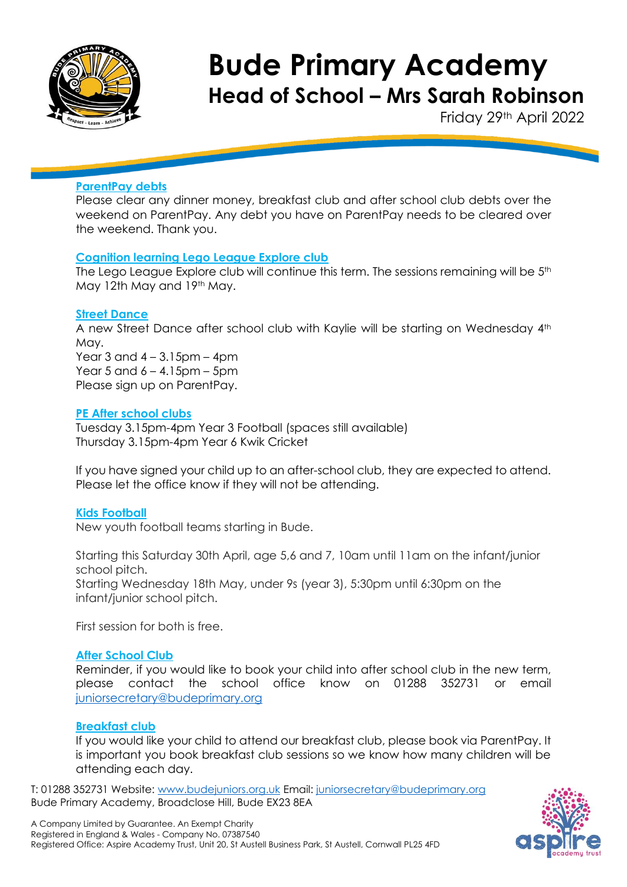# Bude Primary Academy

## Head of School – Mrs Sarah Robinson

Friday 29th April 2022

### ParentPay debts

Please clear any dinner money, breakfast club and after school club debts over the weekend on ParentPay. Any debt you have on ParentPay needs to be cleared over the weekend. Thank you.

### Cognition learning Lego League Explore club

The Lego League Explore club will continue this term. The sessions remaining will be 5th May 12th May and 19th May.

### Street Dance

A new Street Dance after school club with Kaylie will be starting on Wednesday 4th May.

Year 3 and 4 – 3.15pm – 4pm
Year 5 and 6 – 4.15pm – 5pm
Please sign up on ParentPay.

### PE After school clubs

Tuesday 3.15pm-4pm Year 3 Football (spaces still available)
Thursday 3.15pm-4pm Year 6 Kwik Cricket

If you have signed your child up to an after-school club, they are expected to attend. Please let the office know if they will not be attending.

### Kids Football

New youth football teams starting in Bude.

Starting this Saturday 30th April, age 5,6 and 7, 10am until 11am on the infant/junior school pitch.
Starting Wednesday 18th May, under 9s (year 3), 5:30pm until 6:30pm on the infant/junior school pitch.

First session for both is free.

### After School Club

Reminder, if you would like to book your child into after school club in the new term, please contact the school office know on 01288 352731 or email juniorsecretary@budeprimary.org

### Breakfast club

If you would like your child to attend our breakfast club, please book via ParentPay. It is important you book breakfast club sessions so we know how many children will be attending each day.

T: 01288 352731 Website: www.budejuniors.org.uk Email: juniorsecretary@budeprimary.org
Bude Primary Academy, Broadclose Hill, Bude EX23 8EA

A Company Limited by Guarantee. An Exempt Charity
Registered in England & Wales - Company No. 07387540
Registered Office: Aspire Academy Trust, Unit 20, St Austell Business Park, St Austell, Cornwall PL25 4FD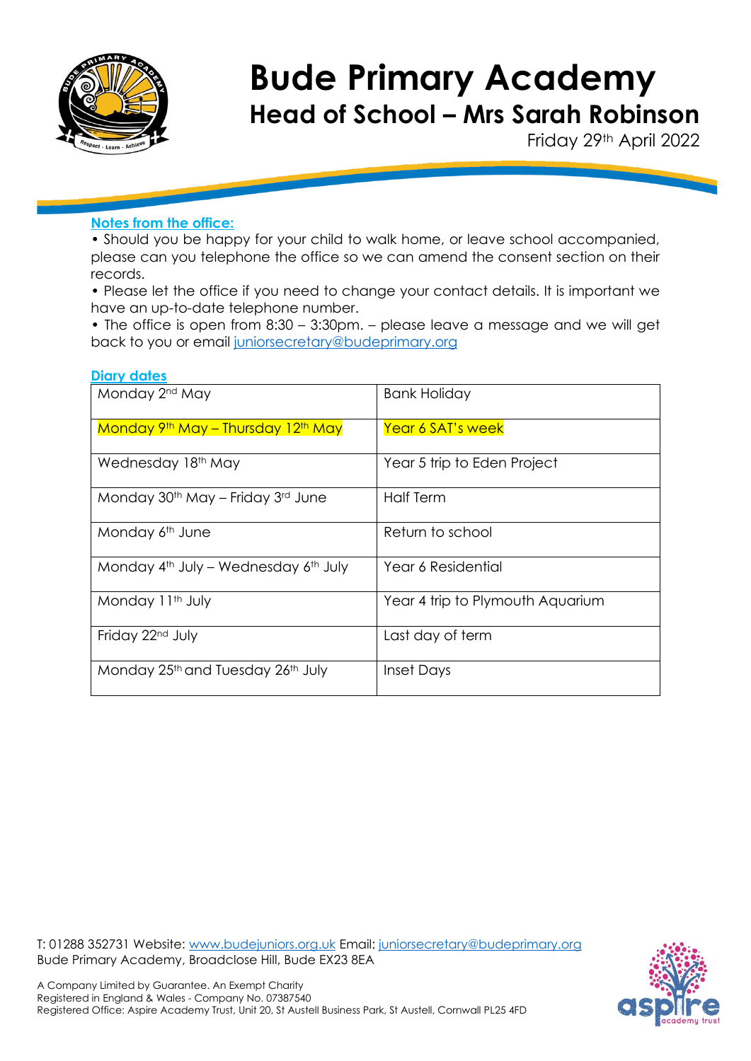# Bude Primary Academy

## Head of School – Mrs Sarah Robinson

Friday 29th April 2022

**Notes from the office:**

• Should you be happy for your child to walk home, or leave school accompanied, please can you telephone the office so we can amend the consent section on their records.

• Please let the office if you need to change your contact details. It is important we have an up-to-date telephone number.

• The office is open from 8:30 – 3:30pm. – please leave a message and we will get back to you or email juniorsecretary@budeprimary.org

**Diary dates**

| | |
|---|---|
| Monday 2nd May | Bank Holiday |
| Monday 9th May – Thursday 12th May | Year 6 SAT's week |
| Wednesday 18th May | Year 5 trip to Eden Project |
| Monday 30th May – Friday 3rd June | Half Term |
| Monday 6th June | Return to school |
| Monday 4th July – Wednesday 6th July | Year 6 Residential |
| Monday 11th July | Year 4 trip to Plymouth Aquarium |
| Friday 22nd July | Last day of term |
| Monday 25th and Tuesday 26th July | Inset Days |

T: 01288 352731 Website: www.budejuniors.org.uk Email: juniorsecretary@budeprimary.org
Bude Primary Academy, Broadclose Hill, Bude EX23 8EA

A Company Limited by Guarantee. An Exempt Charity
Registered in England & Wales - Company No. 07387540
Registered Office: Aspire Academy Trust, Unit 20, St Austell Business Park, St Austell, Cornwall PL25 4FD